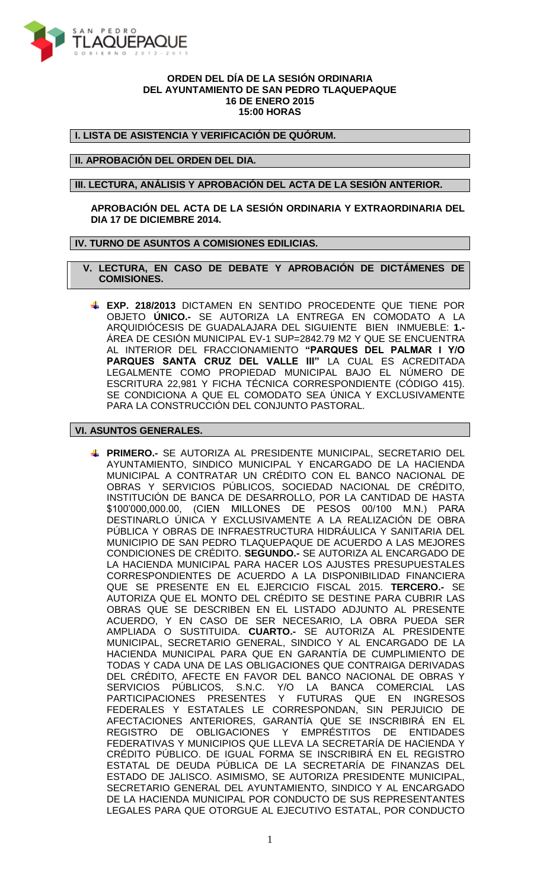**ORDEN DEL DÍA DE LA SESIÓN ORDINARIA**
**DEL AYUNTAMIENTO DE SAN PEDRO TLAQUEPAQUE**
**16 DE ENERO 2015**
**15:00 HORAS**

## I. LISTA DE ASISTENCIA Y VERIFICACIÓN DE QUÓRUM.

## II. APROBACIÓN DEL ORDEN DEL DIA.

## III. LECTURA, ANÁLISIS Y APROBACIÓN DEL ACTA DE LA SESIÓN ANTERIOR.

**APROBACIÓN DEL ACTA DE LA SESIÓN ORDINARIA Y EXTRAORDINARIA DEL DIA 17 DE DICIEMBRE 2014.**

## IV. TURNO DE ASUNTOS A COMISIONES EDILICIAS.

## V. LECTURA, EN CASO DE DEBATE Y APROBACIÓN DE DICTÁMENES DE COMISIONES.

- **EXP. 218/2013** DICTAMEN EN SENTIDO PROCEDENTE QUE TIENE POR OBJETO **ÚNICO.-** SE AUTORIZA LA ENTREGA EN COMODATO A LA ARQUIDIÓCESIS DE GUADALAJARA DEL SIGUIENTE BIEN INMUEBLE: **1.-** ÁREA DE CESIÓN MUNICIPAL EV-1 SUP=2842.79 M2 Y QUE SE ENCUENTRA AL INTERIOR DEL FRACCIONAMIENTO **"PARQUES DEL PALMAR I Y/O PARQUES SANTA CRUZ DEL VALLE III"** LA CUAL ES ACREDITADA LEGALMENTE COMO PROPIEDAD MUNICIPAL BAJO EL NÚMERO DE ESCRITURA 22,981 Y FICHA TÉCNICA CORRESPONDIENTE (CÓDIGO 415). SE CONDICIONA A QUE EL COMODATO SEA ÚNICA Y EXCLUSIVAMENTE PARA LA CONSTRUCCIÓN DEL CONJUNTO PASTORAL.

## VI. ASUNTOS GENERALES.

- **PRIMERO.-** SE AUTORIZA AL PRESIDENTE MUNICIPAL, SECRETARIO DEL AYUNTAMIENTO, SINDICO MUNICIPAL Y ENCARGADO DE LA HACIENDA MUNICIPAL A CONTRATAR UN CRÉDITO CON EL BANCO NACIONAL DE OBRAS Y SERVICIOS PÚBLICOS, SOCIEDAD NACIONAL DE CRÉDITO, INSTITUCIÓN DE BANCA DE DESARROLLO, POR LA CANTIDAD DE HASTA \$100'000,000.00, (CIEN MILLONES DE PESOS 00/100 M.N.) PARA DESTINARLO ÚNICA Y EXCLUSIVAMENTE A LA REALIZACIÓN DE OBRA PÚBLICA Y OBRAS DE INFRAESTRUCTURA HIDRÁULICA Y SANITARIA DEL MUNICIPIO DE SAN PEDRO TLAQUEPAQUE DE ACUERDO A LAS MEJORES CONDICIONES DE CRÉDITO. **SEGUNDO.-** SE AUTORIZA AL ENCARGADO DE LA HACIENDA MUNICIPAL PARA HACER LOS AJUSTES PRESUPUESTALES CORRESPONDIENTES DE ACUERDO A LA DISPONIBILIDAD FINANCIERA QUE SE PRESENTE EN EL EJERCICIO FISCAL 2015. **TERCERO.-** SE AUTORIZA QUE EL MONTO DEL CRÉDITO SE DESTINE PARA CUBRIR LAS OBRAS QUE SE DESCRIBEN EN EL LISTADO ADJUNTO AL PRESENTE ACUERDO, Y EN CASO DE SER NECESARIO, LA OBRA PUEDA SER AMPLIADA O SUSTITUIDA. **CUARTO.-** SE AUTORIZA AL PRESIDENTE MUNICIPAL, SECRETARIO GENERAL, SINDICO Y AL ENCARGADO DE LA HACIENDA MUNICIPAL PARA QUE EN GARANTÍA DE CUMPLIMIENTO DE TODAS Y CADA UNA DE LAS OBLIGACIONES QUE CONTRAIGA DERIVADAS DEL CRÉDITO, AFECTE EN FAVOR DEL BANCO NACIONAL DE OBRAS Y SERVICIOS PÚBLICOS, S.N.C. Y/O LA BANCA COMERCIAL LAS PARTICIPACIONES PRESENTES Y FUTURAS QUE EN INGRESOS FEDERALES Y ESTATALES LE CORRESPONDAN, SIN PERJUICIO DE AFECTACIONES ANTERIORES, GARANTÍA QUE SE INSCRIBIRÁ EN EL REGISTRO DE OBLIGACIONES Y EMPRÉSTITOS DE ENTIDADES FEDERATIVAS Y MUNICIPIOS QUE LLEVA LA SECRETARÍA DE HACIENDA Y CRÉDITO PÚBLICO. DE IGUAL FORMA SE INSCRIBIRÁ EN EL REGISTRO ESTATAL DE DEUDA PÚBLICA DE LA SECRETARÍA DE FINANZAS DEL ESTADO DE JALISCO. ASIMISMO, SE AUTORIZA PRESIDENTE MUNICIPAL, SECRETARIO GENERAL DEL AYUNTAMIENTO, SINDICO Y AL ENCARGADO DE LA HACIENDA MUNICIPAL POR CONDUCTO DE SUS REPRESENTANTES LEGALES PARA QUE OTORGUE AL EJECUTIVO ESTATAL, POR CONDUCTO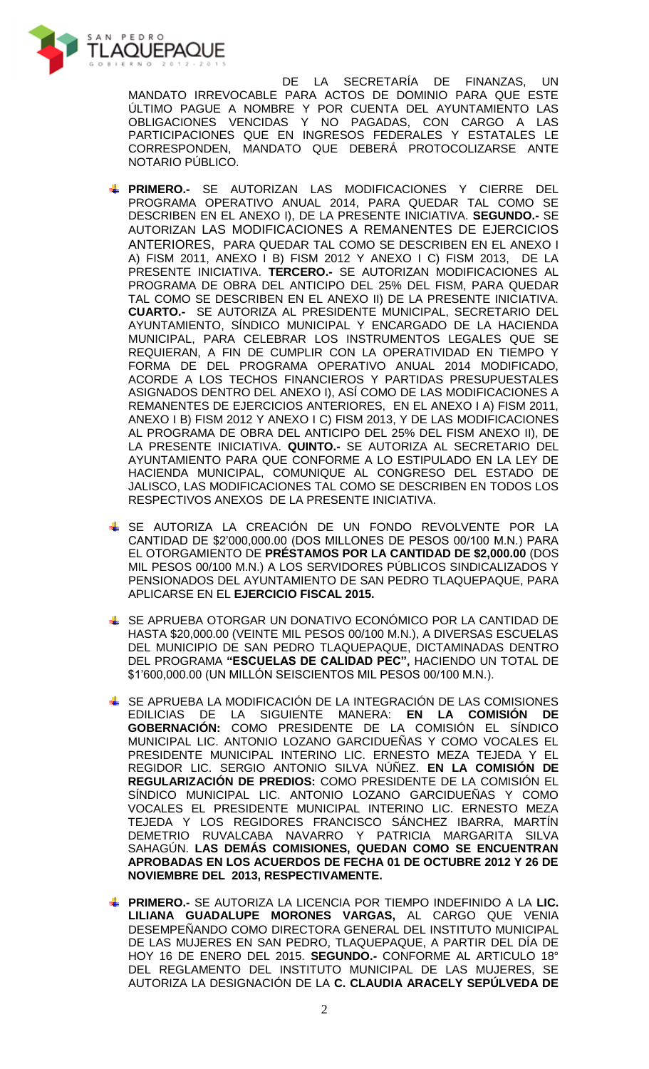DE LA SECRETARÍA DE FINANZAS, UN MANDATO IRREVOCABLE PARA ACTOS DE DOMINIO PARA QUE ESTE ÚLTIMO PAGUE A NOMBRE Y POR CUENTA DEL AYUNTAMIENTO LAS OBLIGACIONES VENCIDAS Y NO PAGADAS, CON CARGO A LAS PARTICIPACIONES QUE EN INGRESOS FEDERALES Y ESTATALES LE CORRESPONDEN, MANDATO QUE DEBERÁ PROTOCOLIZARSE ANTE NOTARIO PÚBLICO.

- **PRIMERO.-** SE AUTORIZAN LAS MODIFICACIONES Y CIERRE DEL PROGRAMA OPERATIVO ANUAL 2014, PARA QUEDAR TAL COMO SE DESCRIBEN EN EL ANEXO I), DE LA PRESENTE INICIATIVA. **SEGUNDO.-** SE AUTORIZAN LAS MODIFICACIONES A REMANENTES DE EJERCICIOS ANTERIORES, PARA QUEDAR TAL COMO SE DESCRIBEN EN EL ANEXO I A) FISM 2011, ANEXO I B) FISM 2012 Y ANEXO I C) FISM 2013, DE LA PRESENTE INICIATIVA. **TERCERO.-** SE AUTORIZAN MODIFICACIONES AL PROGRAMA DE OBRA DEL ANTICIPO DEL 25% DEL FISM, PARA QUEDAR TAL COMO SE DESCRIBEN EN EL ANEXO II) DE LA PRESENTE INICIATIVA. **CUARTO.-** SE AUTORIZA AL PRESIDENTE MUNICIPAL, SECRETARIO DEL AYUNTAMIENTO, SÍNDICO MUNICIPAL Y ENCARGADO DE LA HACIENDA MUNICIPAL, PARA CELEBRAR LOS INSTRUMENTOS LEGALES QUE SE REQUIERAN, A FIN DE CUMPLIR CON LA OPERATIVIDAD EN TIEMPO Y FORMA DE DEL PROGRAMA OPERATIVO ANUAL 2014 MODIFICADO, ACORDE A LOS TECHOS FINANCIEROS Y PARTIDAS PRESUPUESTALES ASIGNADOS DENTRO DEL ANEXO I), ASÍ COMO DE LAS MODIFICACIONES A REMANENTES DE EJERCICIOS ANTERIORES, EN EL ANEXO I A) FISM 2011, ANEXO I B) FISM 2012 Y ANEXO I C) FISM 2013, Y DE LAS MODIFICACIONES AL PROGRAMA DE OBRA DEL ANTICIPO DEL 25% DEL FISM ANEXO II), DE LA PRESENTE INICIATIVA. **QUINTO.-** SE AUTORIZA AL SECRETARIO DEL AYUNTAMIENTO PARA QUE CONFORME A LO ESTIPULADO EN LA LEY DE HACIENDA MUNICIPAL, COMUNIQUE AL CONGRESO DEL ESTADO DE JALISCO, LAS MODIFICACIONES TAL COMO SE DESCRIBEN EN TODOS LOS RESPECTIVOS ANEXOS DE LA PRESENTE INICIATIVA.

- SE AUTORIZA LA CREACIÓN DE UN FONDO REVOLVENTE POR LA CANTIDAD DE $2'000,000.00 (DOS MILLONES DE PESOS 00/100 M.N.) PARA EL OTORGAMIENTO DE **PRÉSTAMOS POR LA CANTIDAD DE $2,000.00** (DOS MIL PESOS 00/100 M.N.) A LOS SERVIDORES PÚBLICOS SINDICALIZADOS Y PENSIONADOS DEL AYUNTAMIENTO DE SAN PEDRO TLAQUEPAQUE, PARA APLICARSE EN EL **EJERCICIO FISCAL 2015.**

- SE APRUEBA OTORGAR UN DONATIVO ECONÓMICO POR LA CANTIDAD DE HASTA $20,000.00 (VEINTE MIL PESOS 00/100 M.N.), A DIVERSAS ESCUELAS DEL MUNICIPIO DE SAN PEDRO TLAQUEPAQUE, DICTAMINADAS DENTRO DEL PROGRAMA **"ESCUELAS DE CALIDAD PEC",** HACIENDO UN TOTAL DE $1'600,000.00 (UN MILLÓN SEISCIENTOS MIL PESOS 00/100 M.N.).

- SE APRUEBA LA MODIFICACIÓN DE LA INTEGRACIÓN DE LAS COMISIONES EDILICIAS DE LA SIGUIENTE MANERA: **EN LA COMISIÓN DE GOBERNACIÓN:** COMO PRESIDENTE DE LA COMISIÓN EL SÍNDICO MUNICIPAL LIC. ANTONIO LOZANO GARCIDUEÑAS Y COMO VOCALES EL PRESIDENTE MUNICIPAL INTERINO LIC. ERNESTO MEZA TEJEDA Y EL REGIDOR LIC. SERGIO ANTONIO SILVA NÚÑEZ. **EN LA COMISIÓN DE REGULARIZACIÓN DE PREDIOS:** COMO PRESIDENTE DE LA COMISIÓN EL SÍNDICO MUNICIPAL LIC. ANTONIO LOZANO GARCIDUEÑAS Y COMO VOCALES EL PRESIDENTE MUNICIPAL INTERINO LIC. ERNESTO MEZA TEJEDA Y LOS REGIDORES FRANCISCO SÁNCHEZ IBARRA, MARTÍN DEMETRIO RUVALCABA NAVARRO Y PATRICIA MARGARITA SILVA SAHAGÚN. **LAS DEMÁS COMISIONES, QUEDAN COMO SE ENCUENTRAN APROBADAS EN LOS ACUERDOS DE FECHA 01 DE OCTUBRE 2012 Y 26 DE NOVIEMBRE DEL 2013, RESPECTIVAMENTE.**

- **PRIMERO.-** SE AUTORIZA LA LICENCIA POR TIEMPO INDEFINIDO A LA **LIC. LILIANA GUADALUPE MORONES VARGAS,** AL CARGO QUE VENIA DESEMPEÑANDO COMO DIRECTORA GENERAL DEL INSTITUTO MUNICIPAL DE LAS MUJERES EN SAN PEDRO, TLAQUEPAQUE, A PARTIR DEL DÍA DE HOY 16 DE ENERO DEL 2015. **SEGUNDO.-** CONFORME AL ARTICULO 18° DEL REGLAMENTO DEL INSTITUTO MUNICIPAL DE LAS MUJERES, SE AUTORIZA LA DESIGNACIÓN DE LA **C. CLAUDIA ARACELY SEPÚLVEDA DE**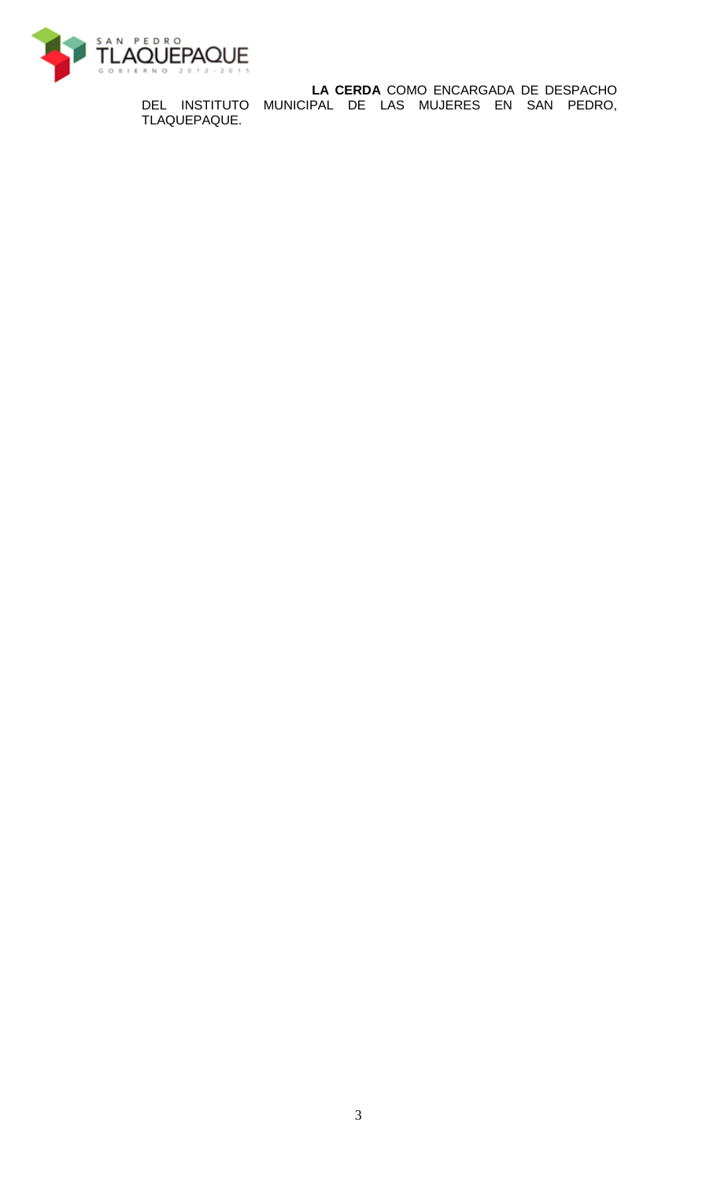**LA CERDA** COMO ENCARGADA DE DESPACHO DEL INSTITUTO MUNICIPAL DE LAS MUJERES EN SAN PEDRO, TLAQUEPAQUE.